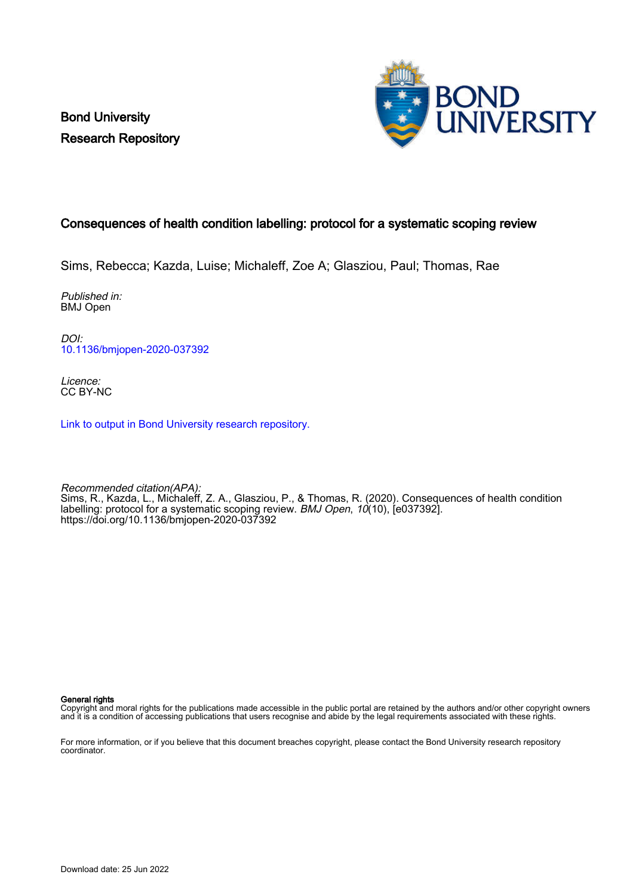Bond University
Research Repository

# Consequences of health condition labelling: protocol for a systematic scoping review

Sims, Rebecca; Kazda, Luise; Michaleff, Zoe A; Glasziou, Paul; Thomas, Rae

*Published in:*
BMJ Open

*DOI:*
10.1136/bmjopen-2020-037392

*Licence:*
CC BY-NC

Link to output in Bond University research repository.

*Recommended citation(APA):*
Sims, R., Kazda, L., Michaleff, Z. A., Glasziou, P., & Thomas, R. (2020). Consequences of health condition labelling: protocol for a systematic scoping review. *BMJ Open*, *10*(10), [e037392]. https://doi.org/10.1136/bmjopen-2020-037392

**General rights**
Copyright and moral rights for the publications made accessible in the public portal are retained by the authors and/or other copyright owners and it is a condition of accessing publications that users recognise and abide by the legal requirements associated with these rights.

For more information, or if you believe that this document breaches copyright, please contact the Bond University research repository coordinator.

Download date: 25 Jun 2022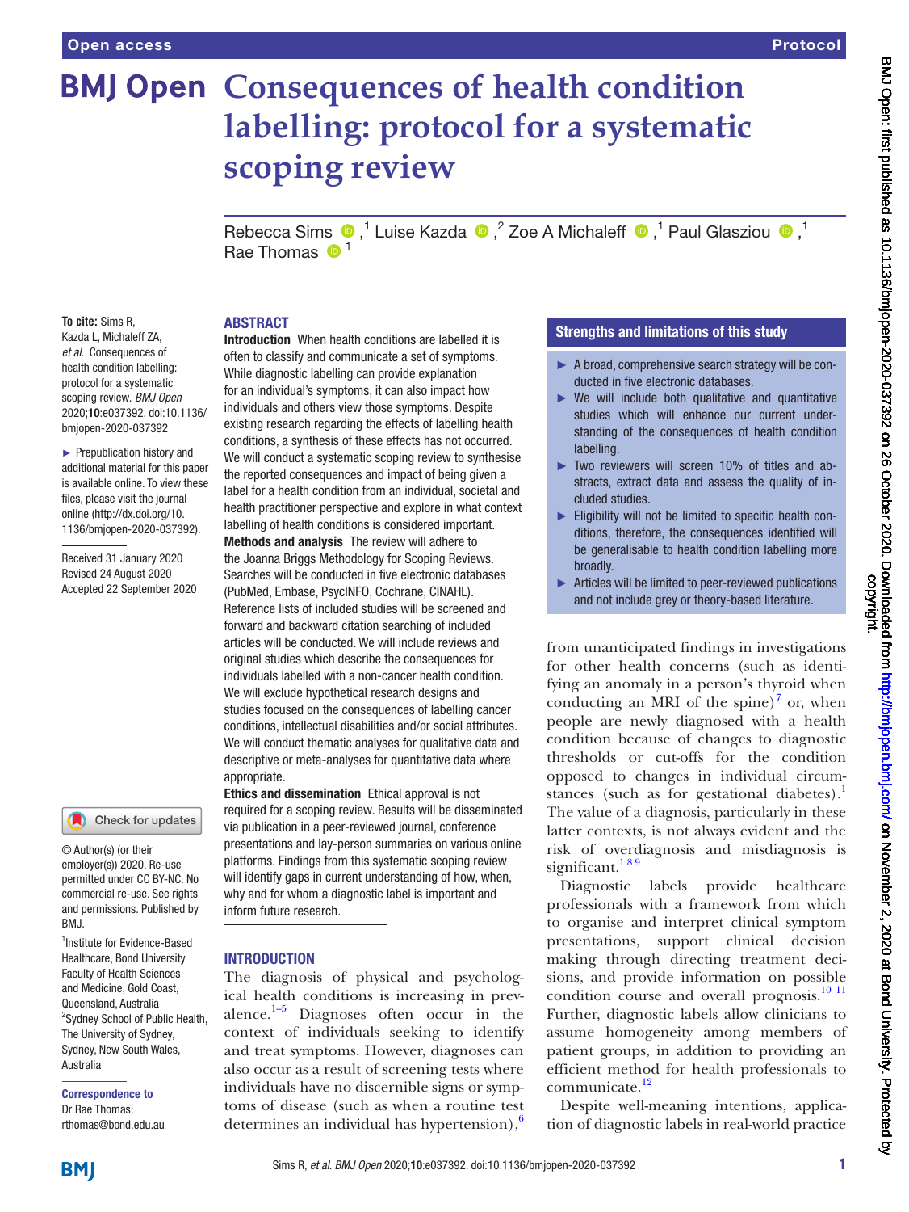# Consequences of health condition labelling: protocol for a systematic scoping review

Rebecca Sims,[1] Luise Kazda,[2] Zoe A Michaleff,[1] Paul Glasziou,[1] Rae Thomas[1]

**To cite:** Sims R, Kazda L, Michaleff ZA, *et al*. Consequences of health condition labelling: protocol for a systematic scoping review. *BMJ Open* 2020;**10**:e037392. doi:10.1136/bmjopen-2020-037392

► Prepublication history and additional material for this paper is available online. To view these files, please visit the journal online (http://dx.doi.org/10.1136/bmjopen-2020-037392).

Received 31 January 2020
Revised 24 August 2020
Accepted 22 September 2020

© Author(s) (or their employer(s)) 2020. Re-use permitted under CC BY-NC. No commercial re-use. See rights and permissions. Published by BMJ.

[1]Institute for Evidence-Based Healthcare, Bond University Faculty of Health Sciences and Medicine, Gold Coast, Queensland, Australia
[2]Sydney School of Public Health, The University of Sydney, Sydney, New South Wales, Australia

**Correspondence to**
Dr Rae Thomas;
rthomas@bond.edu.au

## ABSTRACT

**Introduction** When health conditions are labelled it is often to classify and communicate a set of symptoms. While diagnostic labelling can provide explanation for an individual's symptoms, it can also impact how individuals and others view those symptoms. Despite existing research regarding the effects of labelling health conditions, a synthesis of these effects has not occurred. We will conduct a systematic scoping review to synthesise the reported consequences and impact of being given a label for a health condition from an individual, societal and health practitioner perspective and explore in what context labelling of health conditions is considered important.

**Methods and analysis** The review will adhere to the Joanna Briggs Methodology for Scoping Reviews. Searches will be conducted in five electronic databases (PubMed, Embase, PsycINFO, Cochrane, CINAHL). Reference lists of included studies will be screened and forward and backward citation searching of included articles will be conducted. We will include reviews and original studies which describe the consequences for individuals labelled with a non-cancer health condition. We will exclude hypothetical research designs and studies focused on the consequences of labelling cancer conditions, intellectual disabilities and/or social attributes. We will conduct thematic analyses for qualitative data and descriptive or meta-analyses for quantitative data where appropriate.

**Ethics and dissemination** Ethical approval is not required for a scoping review. Results will be disseminated via publication in a peer-reviewed journal, conference presentations and lay-person summaries on various online platforms. Findings from this systematic scoping review will identify gaps in current understanding of how, when, why and for whom a diagnostic label is important and inform future research.

## Strengths and limitations of this study

- ► A broad, comprehensive search strategy will be conducted in five electronic databases.
- ► We will include both qualitative and quantitative studies which will enhance our current understanding of the consequences of health condition labelling.
- ► Two reviewers will screen 10% of titles and abstracts, extract data and assess the quality of included studies.
- ► Eligibility will not be limited to specific health conditions, therefore, the consequences identified will be generalisable to health condition labelling more broadly.
- ► Articles will be limited to peer-reviewed publications and not include grey or theory-based literature.

## INTRODUCTION

The diagnosis of physical and psychological health conditions is increasing in prevalence.[1–5] Diagnoses often occur in the context of individuals seeking to identify and treat symptoms. However, diagnoses can also occur as a result of screening tests where individuals have no discernible signs or symptoms of disease (such as when a routine test determines an individual has hypertension),[6] from unanticipated findings in investigations for other health concerns (such as identifying an anomaly in a person's thyroid when conducting an MRI of the spine)[7] or, when people are newly diagnosed with a health condition because of changes to diagnostic thresholds or cut-offs for the condition opposed to changes in individual circumstances (such as for gestational diabetes).[1] The value of a diagnosis, particularly in these latter contexts, is not always evident and the risk of overdiagnosis and misdiagnosis is significant.[1 8 9]

Diagnostic labels provide healthcare professionals with a framework from which to organise and interpret clinical symptom presentations, support clinical decision making through directing treatment decisions, and provide information on possible condition course and overall prognosis.[10 11] Further, diagnostic labels allow clinicians to assume homogeneity among members of patient groups, in addition to providing an efficient method for health professionals to communicate.[12]

Despite well-meaning intentions, application of diagnostic labels in real-world practice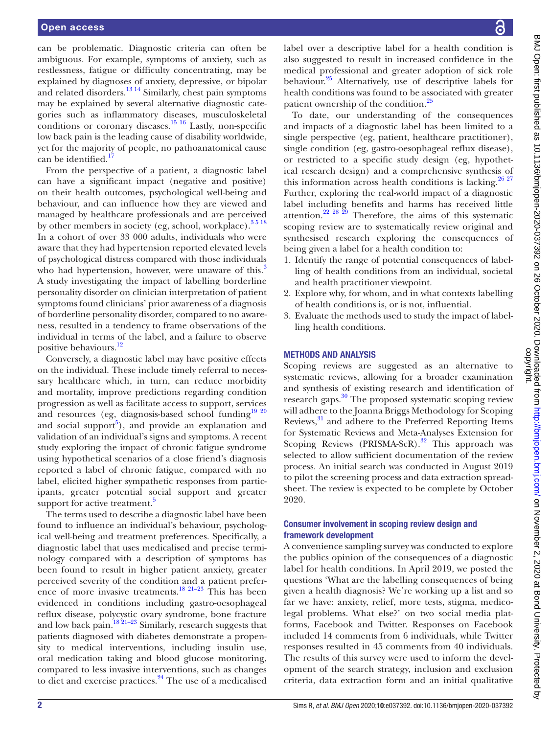can be problematic. Diagnostic criteria can often be ambiguous. For example, symptoms of anxiety, such as restlessness, fatigue or difficulty concentrating, may be explained by diagnoses of anxiety, depressive, or bipolar and related disorders.[13 14] Similarly, chest pain symptoms may be explained by several alternative diagnostic categories such as inflammatory diseases, musculoskeletal conditions or coronary diseases.[15 16] Lastly, non-specific low back pain is the leading cause of disability worldwide, yet for the majority of people, no pathoanatomical cause can be identified.[17]

From the perspective of a patient, a diagnostic label can have a significant impact (negative and positive) on their health outcomes, psychological well-being and behaviour, and can influence how they are viewed and managed by healthcare professionals and are perceived by other members in society (eg, school, workplace).[3 5 18] In a cohort of over 33 000 adults, individuals who were aware that they had hypertension reported elevated levels of psychological distress compared with those individuals who had hypertension, however, were unaware of this.[3] A study investigating the impact of labelling borderline personality disorder on clinician interpretation of patient symptoms found clinicians' prior awareness of a diagnosis of borderline personality disorder, compared to no awareness, resulted in a tendency to frame observations of the individual in terms of the label, and a failure to observe positive behaviours.[12]

Conversely, a diagnostic label may have positive effects on the individual. These include timely referral to necessary healthcare which, in turn, can reduce morbidity and mortality, improve predictions regarding condition progression as well as facilitate access to support, services and resources (eg, diagnosis-based school funding[19 20] and social support[5]), and provide an explanation and validation of an individual's signs and symptoms. A recent study exploring the impact of chronic fatigue syndrome using hypothetical scenarios of a close friend's diagnosis reported a label of chronic fatigue, compared with no label, elicited higher sympathetic responses from participants, greater potential social support and greater support for active treatment.[5]

The terms used to describe a diagnostic label have been found to influence an individual's behaviour, psychological well-being and treatment preferences. Specifically, a diagnostic label that uses medicalised and precise terminology compared with a description of symptoms has been found to result in higher patient anxiety, greater perceived severity of the condition and a patient preference of more invasive treatments.[18 21–23] This has been evidenced in conditions including gastro-oesophageal reflux disease, polycystic ovary syndrome, bone fracture and low back pain.[18 21–23] Similarly, research suggests that patients diagnosed with diabetes demonstrate a propensity to medical interventions, including insulin use, oral medication taking and blood glucose monitoring, compared to less invasive interventions, such as changes to diet and exercise practices.[24] The use of a medicalised label over a descriptive label for a health condition is also suggested to result in increased confidence in the medical professional and greater adoption of sick role behaviour.[25] Alternatively, use of descriptive labels for health conditions was found to be associated with greater patient ownership of the condition.[25]

To date, our understanding of the consequences and impacts of a diagnostic label has been limited to a single perspective (eg, patient, healthcare practitioner), single condition (eg, gastro-oesophageal reflux disease), or restricted to a specific study design (eg, hypothetical research design) and a comprehensive synthesis of this information across health conditions is lacking.[26 27] Further, exploring the real-world impact of a diagnostic label including benefits and harms has received little attention.[22 28 29] Therefore, the aims of this systematic scoping review are to systematically review original and synthesised research exploring the consequences of being given a label for a health condition to:

1. Identify the range of potential consequences of labelling of health conditions from an individual, societal and health practitioner viewpoint.
2. Explore why, for whom, and in what contexts labelling of health conditions is, or is not, influential.
3. Evaluate the methods used to study the impact of labelling health conditions.

## METHODS AND ANALYSIS

Scoping reviews are suggested as an alternative to systematic reviews, allowing for a broader examination and synthesis of existing research and identification of research gaps.[30] The proposed systematic scoping review will adhere to the Joanna Briggs Methodology for Scoping Reviews,[31] and adhere to the Preferred Reporting Items for Systematic Reviews and Meta-Analyses Extension for Scoping Reviews (PRISMA-ScR).[32] This approach was selected to allow sufficient documentation of the review process. An initial search was conducted in August 2019 to pilot the screening process and data extraction spreadsheet. The review is expected to be complete by October 2020.

### Consumer involvement in scoping review design and framework development

A convenience sampling survey was conducted to explore the publics opinion of the consequences of a diagnostic label for health conditions. In April 2019, we posted the questions 'What are the labelling consequences of being given a health diagnosis? We're working up a list and so far we have: anxiety, relief, more tests, stigma, medicolegal problems. What else?' on two social media platforms, Facebook and Twitter. Responses on Facebook included 14 comments from 6 individuals, while Twitter responses resulted in 45 comments from 40 individuals. The results of this survey were used to inform the development of the search strategy, inclusion and exclusion criteria, data extraction form and an initial qualitative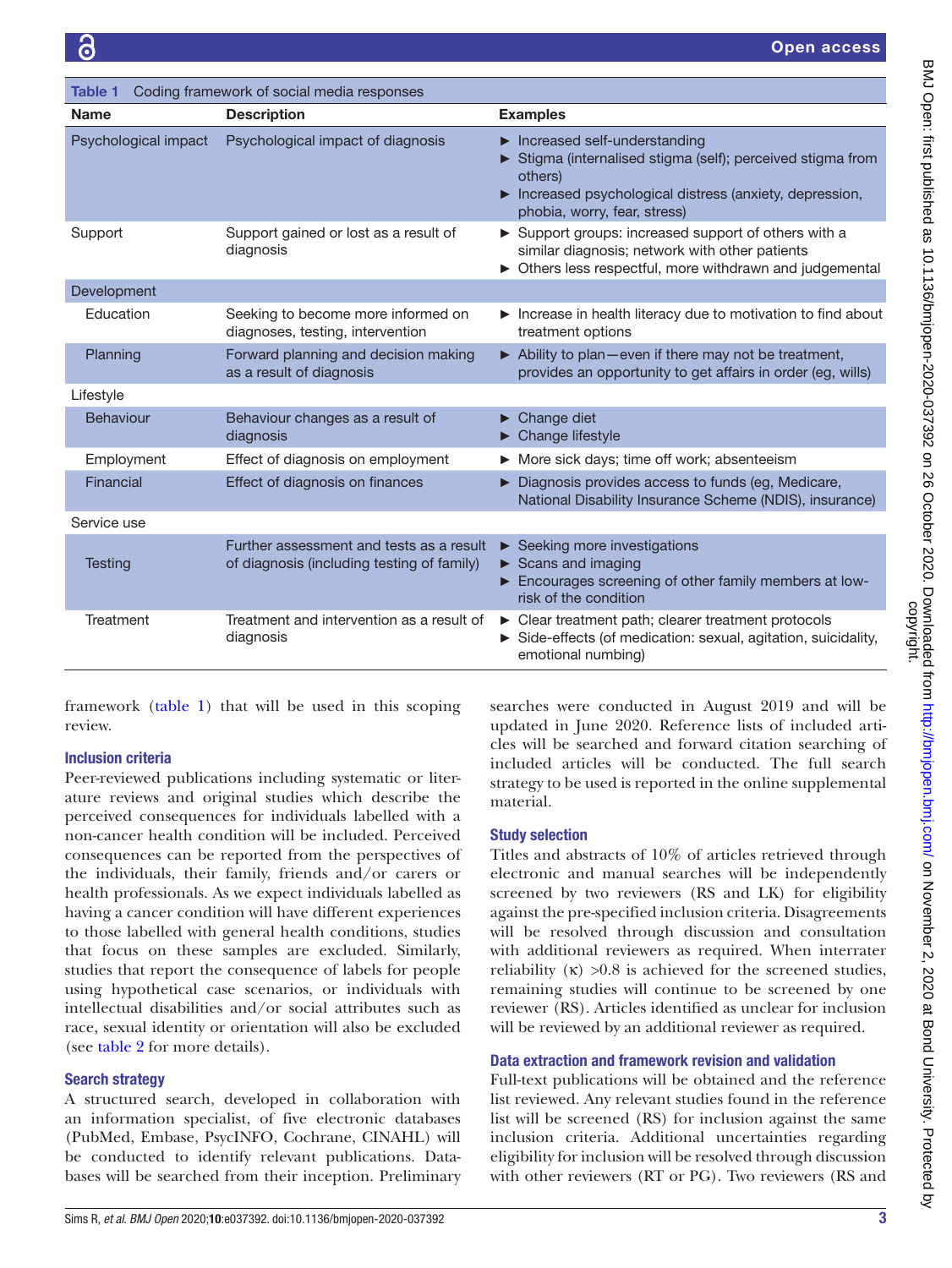Table 1 Coding framework of social media responses

| Name | Description | Examples |
|---|---|---|
| Psychological impact | Psychological impact of diagnosis | ► Increased self-understanding<br>► Stigma (internalised stigma (self); perceived stigma from others)<br>► Increased psychological distress (anxiety, depression, phobia, worry, fear, stress) |
| Support | Support gained or lost as a result of diagnosis | ► Support groups: increased support of others with a similar diagnosis; network with other patients<br>► Others less respectful, more withdrawn and judgemental |
| Development | | |
| Education | Seeking to become more informed on diagnoses, testing, intervention | ► Increase in health literacy due to motivation to find about treatment options |
| Planning | Forward planning and decision making as a result of diagnosis | ► Ability to plan—even if there may not be treatment, provides an opportunity to get affairs in order (eg, wills) |
| Lifestyle | | |
| Behaviour | Behaviour changes as a result of diagnosis | ► Change diet<br>► Change lifestyle |
| Employment | Effect of diagnosis on employment | ► More sick days; time off work; absenteeism |
| Financial | Effect of diagnosis on finances | ► Diagnosis provides access to funds (eg, Medicare, National Disability Insurance Scheme (NDIS), insurance) |
| Service use | | |
| Testing | Further assessment and tests as a result of diagnosis (including testing of family) | ► Seeking more investigations<br>► Scans and imaging<br>► Encourages screening of other family members at low-risk of the condition |
| Treatment | Treatment and intervention as a result of diagnosis | ► Clear treatment path; clearer treatment protocols<br>► Side-effects (of medication: sexual, agitation, suicidality, emotional numbing) |

framework (table 1) that will be used in this scoping review.

### Inclusion criteria

Peer-reviewed publications including systematic or literature reviews and original studies which describe the perceived consequences for individuals labelled with a non-cancer health condition will be included. Perceived consequences can be reported from the perspectives of the individuals, their family, friends and/or carers or health professionals. As we expect individuals labelled as having a cancer condition will have different experiences to those labelled with general health conditions, studies that focus on these samples are excluded. Similarly, studies that report the consequence of labels for people using hypothetical case scenarios, or individuals with intellectual disabilities and/or social attributes such as race, sexual identity or orientation will also be excluded (see table 2 for more details).

### Search strategy

A structured search, developed in collaboration with an information specialist, of five electronic databases (PubMed, Embase, PsycINFO, Cochrane, CINAHL) will be conducted to identify relevant publications. Databases will be searched from their inception. Preliminary searches were conducted in August 2019 and will be updated in June 2020. Reference lists of included articles will be searched and forward citation searching of included articles will be conducted. The full search strategy to be used is reported in the online supplemental material.

### Study selection

Titles and abstracts of 10% of articles retrieved through electronic and manual searches will be independently screened by two reviewers (RS and LK) for eligibility against the pre-specified inclusion criteria. Disagreements will be resolved through discussion and consultation with additional reviewers as required. When interrater reliability (κ) >0.8 is achieved for the screened studies, remaining studies will continue to be screened by one reviewer (RS). Articles identified as unclear for inclusion will be reviewed by an additional reviewer as required.

### Data extraction and framework revision and validation

Full-text publications will be obtained and the reference list reviewed. Any relevant studies found in the reference list will be screened (RS) for inclusion against the same inclusion criteria. Additional uncertainties regarding eligibility for inclusion will be resolved through discussion with other reviewers (RT or PG). Two reviewers (RS and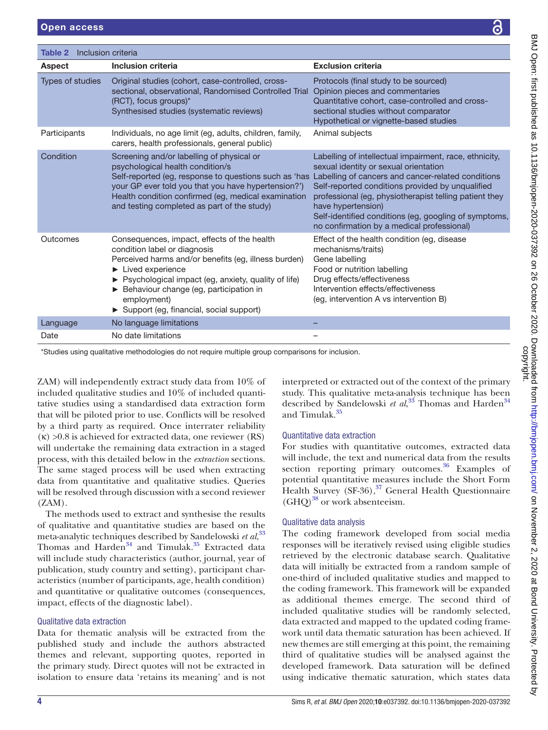**Table 2** Inclusion criteria

| Aspect | Inclusion criteria | Exclusion criteria |
|---|---|---|
| Types of studies | Original studies (cohort, case-controlled, cross-sectional, observational, Randomised Controlled Trial (RCT), focus groups)*<br>Synthesised studies (systematic reviews) | Protocols (final study to be sourced)<br>Opinion pieces and commentaries<br>Quantitative cohort, case-controlled and cross-sectional studies without comparator<br>Hypothetical or vignette-based studies |
| Participants | Individuals, no age limit (eg, adults, children, family, carers, health professionals, general public) | Animal subjects |
| Condition | Screening and/or labelling of physical or psychological health condition/s<br>Self-reported (eg, response to questions such as 'has your GP ever told you that you have hypertension?')<br>Health condition confirmed (eg, medical examination and testing completed as part of the study) | Labelling of intellectual impairment, race, ethnicity, sexual identity or sexual orientation<br>Labelling of cancers and cancer-related conditions<br>Self-reported conditions provided by unqualified professional (eg, physiotherapist telling patient they have hypertension)<br>Self-identified conditions (eg, googling of symptoms, no confirmation by a medical professional) |
| Outcomes | Consequences, impact, effects of the health condition label or diagnosis<br>Perceived harms and/or benefits (eg, illness burden)<br>► Lived experience<br>► Psychological impact (eg, anxiety, quality of life)<br>► Behaviour change (eg, participation in employment)<br>► Support (eg, financial, social support) | Effect of the health condition (eg, disease mechanisms/traits)<br>Gene labelling<br>Food or nutrition labelling<br>Drug effects/effectiveness<br>Intervention effects/effectiveness<br>(eg, intervention A vs intervention B) |
| Language | No language limitations | – |
| Date | No date limitations | – |

*Studies using qualitative methodologies do not require multiple group comparisons for inclusion.

ZAM) will independently extract study data from 10% of included qualitative studies and 10% of included quantitative studies using a standardised data extraction form that will be piloted prior to use. Conflicts will be resolved by a third party as required. Once interrater reliability (κ) >0.8 is achieved for extracted data, one reviewer (RS) will undertake the remaining data extraction in a staged process, with this detailed below in the *extraction* sections. The same staged process will be used when extracting data from quantitative and qualitative studies. Queries will be resolved through discussion with a second reviewer (ZAM).

The methods used to extract and synthesise the results of qualitative and quantitative studies are based on the meta-analytic techniques described by Sandelowski *et al*,[33] Thomas and Harden[34] and Timulak.[35] Extracted data will include study characteristics (author, journal, year of publication, study country and setting), participant characteristics (number of participants, age, health condition) and quantitative or qualitative outcomes (consequences, impact, effects of the diagnostic label).

### Qualitative data extraction

Data for thematic analysis will be extracted from the published study and include the authors abstracted themes and relevant, supporting quotes, reported in the primary study. Direct quotes will not be extracted in isolation to ensure data 'retains its meaning' and is not interpreted or extracted out of the context of the primary study. This qualitative meta-analysis technique has been described by Sandelowski *et al*,[33] Thomas and Harden[34] and Timulak.[35]

### Quantitative data extraction

For studies with quantitative outcomes, extracted data will include, the text and numerical data from the results section reporting primary outcomes.[36] Examples of potential quantitative measures include the Short Form Health Survey (SF-36),[37] General Health Questionnaire (GHQ)[38] or work absenteeism.

### Qualitative data analysis

The coding framework developed from social media responses will be iteratively revised using eligible studies retrieved by the electronic database search. Qualitative data will initially be extracted from a random sample of one-third of included qualitative studies and mapped to the coding framework. This framework will be expanded as additional themes emerge. The second third of included qualitative studies will be randomly selected, data extracted and mapped to the updated coding framework until data thematic saturation has been achieved. If new themes are still emerging at this point, the remaining third of qualitative studies will be analysed against the developed framework. Data saturation will be defined using indicative thematic saturation, which states data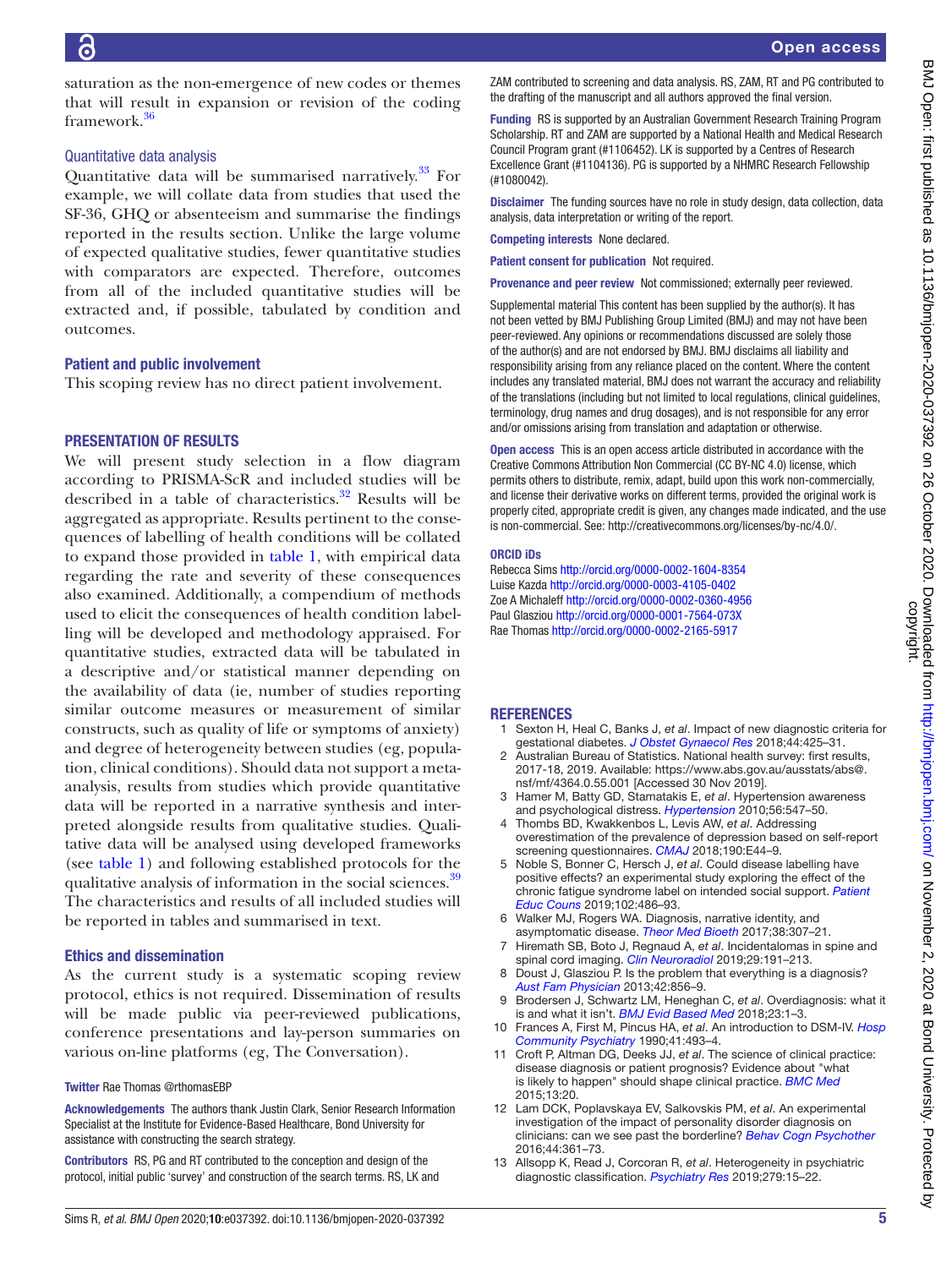saturation as the non-emergence of new codes or themes that will result in expansion or revision of the coding framework.[36]

### Quantitative data analysis

Quantitative data will be summarised narratively.[33] For example, we will collate data from studies that used the SF-36, GHQ or absenteeism and summarise the findings reported in the results section. Unlike the large volume of expected qualitative studies, fewer quantitative studies with comparators are expected. Therefore, outcomes from all of the included quantitative studies will be extracted and, if possible, tabulated by condition and outcomes.

## Patient and public involvement

This scoping review has no direct patient involvement.

## PRESENTATION OF RESULTS

We will present study selection in a flow diagram according to PRISMA-ScR and included studies will be described in a table of characteristics.[32] Results will be aggregated as appropriate. Results pertinent to the consequences of labelling of health conditions will be collated to expand those provided in table 1, with empirical data regarding the rate and severity of these consequences also examined. Additionally, a compendium of methods used to elicit the consequences of health condition labelling will be developed and methodology appraised. For quantitative studies, extracted data will be tabulated in a descriptive and/or statistical manner depending on the availability of data (ie, number of studies reporting similar outcome measures or measurement of similar constructs, such as quality of life or symptoms of anxiety) and degree of heterogeneity between studies (eg, population, clinical conditions). Should data not support a meta-analysis, results from studies which provide quantitative data will be reported in a narrative synthesis and interpreted alongside results from qualitative studies. Qualitative data will be analysed using developed frameworks (see table 1) and following established protocols for the qualitative analysis of information in the social sciences.[39] The characteristics and results of all included studies will be reported in tables and summarised in text.

## Ethics and dissemination

As the current study is a systematic scoping review protocol, ethics is not required. Dissemination of results will be made public via peer-reviewed publications, conference presentations and lay-person summaries on various on-line platforms (eg, The Conversation).

**Twitter** Rae Thomas @rthomasEBP

**Acknowledgements** The authors thank Justin Clark, Senior Research Information Specialist at the Institute for Evidence-Based Healthcare, Bond University for assistance with constructing the search strategy.

**Contributors** RS, PG and RT contributed to the conception and design of the protocol, initial public 'survey' and construction of the search terms. RS, LK and ZAM contributed to screening and data analysis. RS, ZAM, RT and PG contributed to the drafting of the manuscript and all authors approved the final version.

**Funding** RS is supported by an Australian Government Research Training Program Scholarship. RT and ZAM are supported by a National Health and Medical Research Council Program grant (#1106452). LK is supported by a Centres of Research Excellence Grant (#1104136). PG is supported by a NHMRC Research Fellowship (#1080042).

**Disclaimer** The funding sources have no role in study design, data collection, data analysis, data interpretation or writing of the report.

**Competing interests** None declared.

**Patient consent for publication** Not required.

**Provenance and peer review** Not commissioned; externally peer reviewed.

Supplemental material This content has been supplied by the author(s). It has not been vetted by BMJ Publishing Group Limited (BMJ) and may not have been peer-reviewed. Any opinions or recommendations discussed are solely those of the author(s) and are not endorsed by BMJ. BMJ disclaims all liability and responsibility arising from any reliance placed on the content. Where the content includes any translated material, BMJ does not warrant the accuracy and reliability of the translations (including but not limited to local regulations, clinical guidelines, terminology, drug names and drug dosages), and is not responsible for any error and/or omissions arising from translation and adaptation or otherwise.

**Open access** This is an open access article distributed in accordance with the Creative Commons Attribution Non Commercial (CC BY-NC 4.0) license, which permits others to distribute, remix, adapt, build upon this work non-commercially, and license their derivative works on different terms, provided the original work is properly cited, appropriate credit is given, any changes made indicated, and the use is non-commercial. See: http://creativecommons.org/licenses/by-nc/4.0/.

**ORCID iDs**

Rebecca Sims http://orcid.org/0000-0002-1604-8354
Luise Kazda http://orcid.org/0000-0003-4105-0402
Zoe A Michaleff http://orcid.org/0000-0002-0360-4956
Paul Glasziou http://orcid.org/0000-0001-7564-073X
Rae Thomas http://orcid.org/0000-0002-2165-5917

## REFERENCES

1. Sexton H, Heal C, Banks J, *et al*. Impact of new diagnostic criteria for gestational diabetes. *J Obstet Gynaecol Res* 2018;44:425–31.
2. Australian Bureau of Statistics. National health survey: first results, 2017-18, 2019. Available: https://www.abs.gov.au/ausstats/abs@.nsf/mf/4364.0.55.001 [Accessed 30 Nov 2019].
3. Hamer M, Batty GD, Stamatakis E, *et al*. Hypertension awareness and psychological distress. *Hypertension* 2010;56:547–50.
4. Thombs BD, Kwakkenbos L, Levis AW, *et al*. Addressing overestimation of the prevalence of depression based on self-report screening questionnaires. *CMAJ* 2018;190:E44–9.
5. Noble S, Bonner C, Hersch J, *et al*. Could disease labelling have positive effects? an experimental study exploring the effect of the chronic fatigue syndrome label on intended social support. *Patient Educ Couns* 2019;102:486–93.
6. Walker MJ, Rogers WA. Diagnosis, narrative identity, and asymptomatic disease. *Theor Med Bioeth* 2017;38:307–21.
7. Hiremath SB, Boto J, Regnaud A, *et al*. Incidentalomas in spine and spinal cord imaging. *Clin Neuroradiol* 2019;29:191–213.
8. Doust J, Glasziou P. Is the problem that everything is a diagnosis? *Aust Fam Physician* 2013;42:856–9.
9. Brodersen J, Schwartz LM, Heneghan C, *et al*. Overdiagnosis: what it is and what it isn't. *BMJ Evid Based Med* 2018;23:1–3.
10. Frances A, First M, Pincus HA, *et al*. An introduction to DSM-IV. *Hosp Community Psychiatry* 1990;41:493–4.
11. Croft P, Altman DG, Deeks JJ, *et al*. The science of clinical practice: disease diagnosis or patient prognosis? Evidence about "what is likely to happen" should shape clinical practice. *BMC Med* 2015;13:20.
12. Lam DCK, Poplavskaya EV, Salkovskis PM, *et al*. An experimental investigation of the impact of personality disorder diagnosis on clinicians: can we see past the borderline? *Behav Cogn Psychother* 2016;44:361–73.
13. Allsopp K, Read J, Corcoran R, *et al*. Heterogeneity in psychiatric diagnostic classification. *Psychiatry Res* 2019;279:15–22.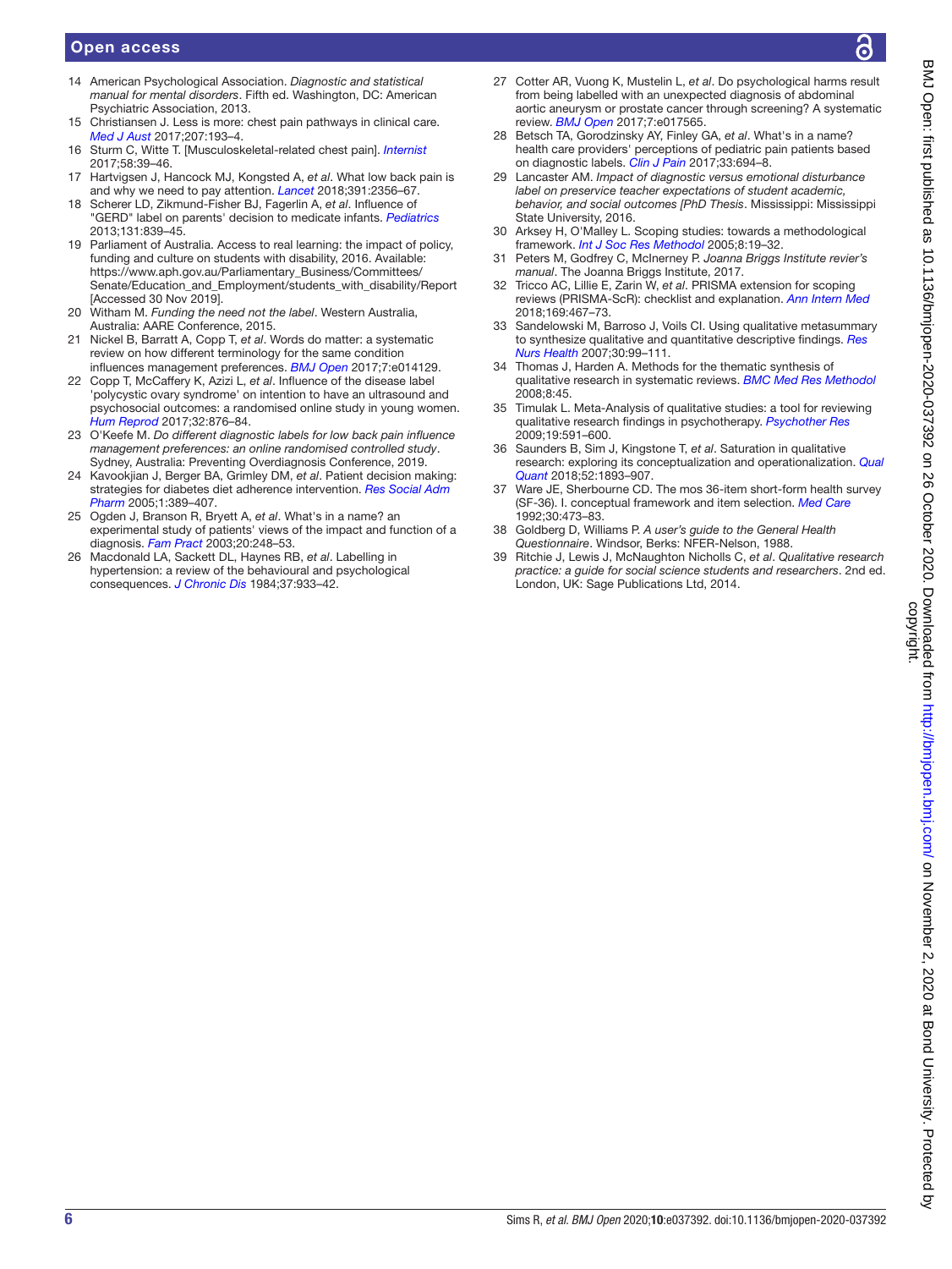14 American Psychological Association. *Diagnostic and statistical manual for mental disorders*. Fifth ed. Washington, DC: American Psychiatric Association, 2013.
15 Christiansen J. Less is more: chest pain pathways in clinical care. *Med J Aust* 2017;207:193–4.
16 Sturm C, Witte T. [Musculoskeletal-related chest pain]. *Internist* 2017;58:39–46.
17 Hartvigsen J, Hancock MJ, Kongsted A, *et al*. What low back pain is and why we need to pay attention. *Lancet* 2018;391:2356–67.
18 Scherer LD, Zikmund-Fisher BJ, Fagerlin A, *et al*. Influence of "GERD" label on parents' decision to medicate infants. *Pediatrics* 2013;131:839–45.
19 Parliament of Australia. Access to real learning: the impact of policy, funding and culture on students with disability, 2016. Available: https://www.aph.gov.au/Parliamentary_Business/Committees/Senate/Education_and_Employment/students_with_disability/Report [Accessed 30 Nov 2019].
20 Witham M. *Funding the need not the label*. Western Australia, Australia: AARE Conference, 2015.
21 Nickel B, Barratt A, Copp T, *et al*. Words do matter: a systematic review on how different terminology for the same condition influences management preferences. *BMJ Open* 2017;7:e014129.
22 Copp T, McCaffery K, Azizi L, *et al*. Influence of the disease label 'polycystic ovary syndrome' on intention to have an ultrasound and psychosocial outcomes: a randomised online study in young women. *Hum Reprod* 2017;32:876–84.
23 O'Keefe M. *Do different diagnostic labels for low back pain influence management preferences: an online randomised controlled study*. Sydney, Australia: Preventing Overdiagnosis Conference, 2019.
24 Kavookjian J, Berger BA, Grimley DM, *et al*. Patient decision making: strategies for diabetes diet adherence intervention. *Res Social Adm Pharm* 2005;1:389–407.
25 Ogden J, Branson R, Bryett A, *et al*. What's in a name? an experimental study of patients' views of the impact and function of a diagnosis. *Fam Pract* 2003;20:248–53.
26 Macdonald LA, Sackett DL, Haynes RB, *et al*. Labelling in hypertension: a review of the behavioural and psychological consequences. *J Chronic Dis* 1984;37:933–42.
27 Cotter AR, Vuong K, Mustelin L, *et al*. Do psychological harms result from being labelled with an unexpected diagnosis of abdominal aortic aneurysm or prostate cancer through screening? A systematic review. *BMJ Open* 2017;7:e017565.
28 Betsch TA, Gorodzinsky AY, Finley GA, *et al*. What's in a name? health care providers' perceptions of pediatric pain patients based on diagnostic labels. *Clin J Pain* 2017;33:694–8.
29 Lancaster AM. *Impact of diagnostic versus emotional disturbance label on preservice teacher expectations of student academic, behavior, and social outcomes [PhD Thesis*. Mississippi: Mississippi State University, 2016.
30 Arksey H, O'Malley L. Scoping studies: towards a methodological framework. *Int J Soc Res Methodol* 2005;8:19–32.
31 Peters M, Godfrey C, McInerney P. *Joanna Briggs Institute revier's manual*. The Joanna Briggs Institute, 2017.
32 Tricco AC, Lillie E, Zarin W, *et al*. PRISMA extension for scoping reviews (PRISMA-ScR): checklist and explanation. *Ann Intern Med* 2018;169:467–73.
33 Sandelowski M, Barroso J, Voils CI. Using qualitative metasummary to synthesize qualitative and quantitative descriptive findings. *Res Nurs Health* 2007;30:99–111.
34 Thomas J, Harden A. Methods for the thematic synthesis of qualitative research in systematic reviews. *BMC Med Res Methodol* 2008;8:45.
35 Timulak L. Meta-Analysis of qualitative studies: a tool for reviewing qualitative research findings in psychotherapy. *Psychother Res* 2009;19:591–600.
36 Saunders B, Sim J, Kingstone T, *et al*. Saturation in qualitative research: exploring its conceptualization and operationalization. *Qual Quant* 2018;52:1893–907.
37 Ware JE, Sherbourne CD. The mos 36-item short-form health survey (SF-36). I. conceptual framework and item selection. *Med Care* 1992;30:473–83.
38 Goldberg D, Williams P. *A user's guide to the General Health Questionnaire*. Windsor, Berks: NFER-Nelson, 1988.
39 Ritchie J, Lewis J, McNaughton Nicholls C, *et al*. *Qualitative research practice: a guide for social science students and researchers*. 2nd ed. London, UK: Sage Publications Ltd, 2014.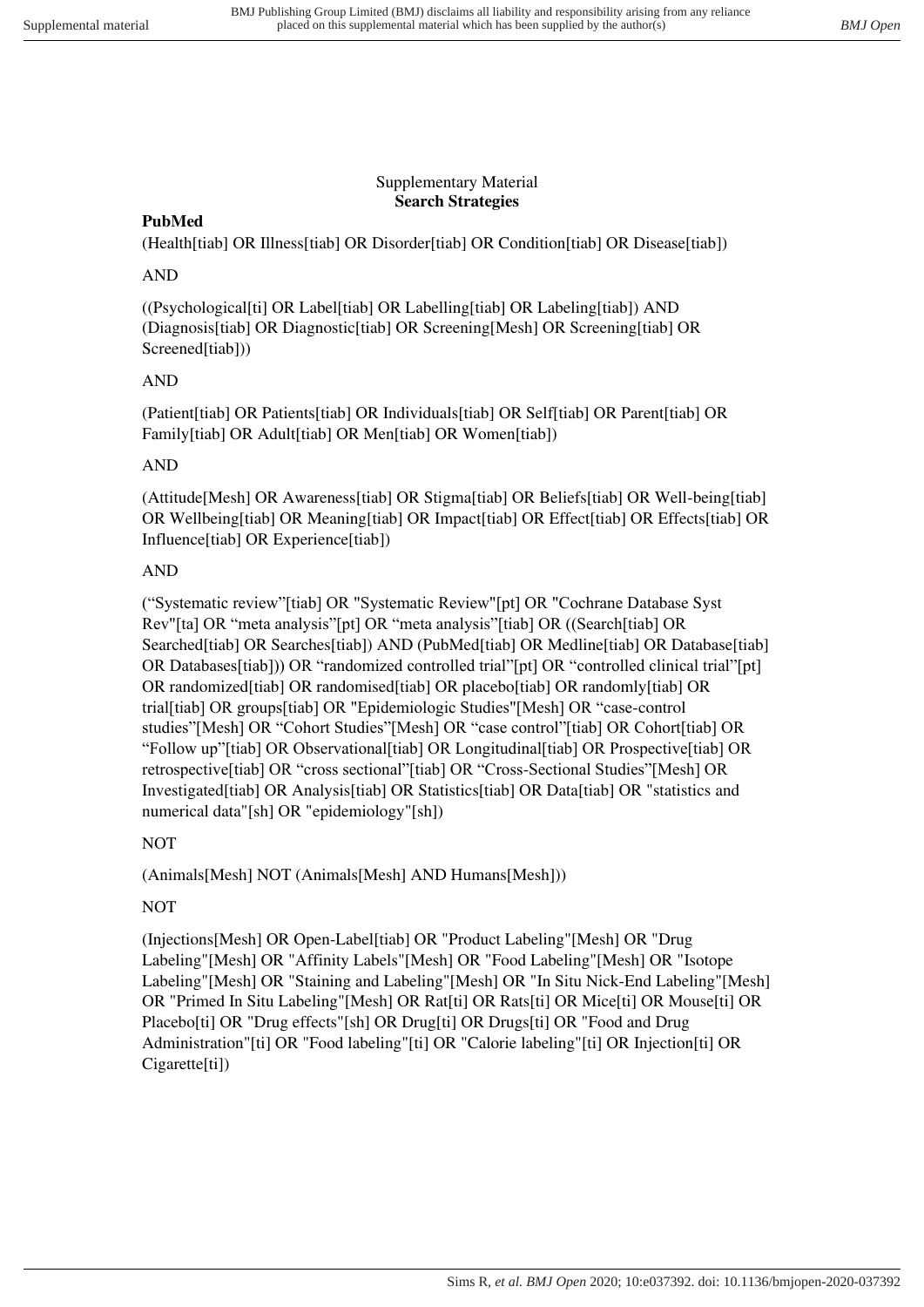Supplementary Material

**Search Strategies**

**PubMed**

(Health[tiab] OR Illness[tiab] OR Disorder[tiab] OR Condition[tiab] OR Disease[tiab])

AND

((Psychological[ti] OR Label[tiab] OR Labelling[tiab] OR Labeling[tiab]) AND (Diagnosis[tiab] OR Diagnostic[tiab] OR Screening[Mesh] OR Screening[tiab] OR Screened[tiab]))

AND

(Patient[tiab] OR Patients[tiab] OR Individuals[tiab] OR Self[tiab] OR Parent[tiab] OR Family[tiab] OR Adult[tiab] OR Men[tiab] OR Women[tiab])

AND

(Attitude[Mesh] OR Awareness[tiab] OR Stigma[tiab] OR Beliefs[tiab] OR Well-being[tiab] OR Wellbeing[tiab] OR Meaning[tiab] OR Impact[tiab] OR Effect[tiab] OR Effects[tiab] OR Influence[tiab] OR Experience[tiab])

AND

("Systematic review"[tiab] OR "Systematic Review"[pt] OR "Cochrane Database Syst Rev"[ta] OR "meta analysis"[pt] OR "meta analysis"[tiab] OR ((Search[tiab] OR Searched[tiab] OR Searches[tiab]) AND (PubMed[tiab] OR Medline[tiab] OR Database[tiab] OR Databases[tiab])) OR "randomized controlled trial"[pt] OR "controlled clinical trial"[pt] OR randomized[tiab] OR randomised[tiab] OR placebo[tiab] OR randomly[tiab] OR trial[tiab] OR groups[tiab] OR "Epidemiologic Studies"[Mesh] OR "case-control studies"[Mesh] OR "Cohort Studies"[Mesh] OR "case control"[tiab] OR Cohort[tiab] OR "Follow up"[tiab] OR Observational[tiab] OR Longitudinal[tiab] OR Prospective[tiab] OR retrospective[tiab] OR "cross sectional"[tiab] OR "Cross-Sectional Studies"[Mesh] OR Investigated[tiab] OR Analysis[tiab] OR Statistics[tiab] OR Data[tiab] OR "statistics and numerical data"[sh] OR "epidemiology"[sh])

NOT

(Animals[Mesh] NOT (Animals[Mesh] AND Humans[Mesh]))

NOT

(Injections[Mesh] OR Open-Label[tiab] OR "Product Labeling"[Mesh] OR "Drug Labeling"[Mesh] OR "Affinity Labels"[Mesh] OR "Food Labeling"[Mesh] OR "Isotope Labeling"[Mesh] OR "Staining and Labeling"[Mesh] OR "In Situ Nick-End Labeling"[Mesh] OR "Primed In Situ Labeling"[Mesh] OR Rat[ti] OR Rats[ti] OR Mice[ti] OR Mouse[ti] OR Placebo[ti] OR "Drug effects"[sh] OR Drug[ti] OR Drugs[ti] OR "Food and Drug Administration"[ti] OR "Food labeling"[ti] OR "Calorie labeling"[ti] OR Injection[ti] OR Cigarette[ti])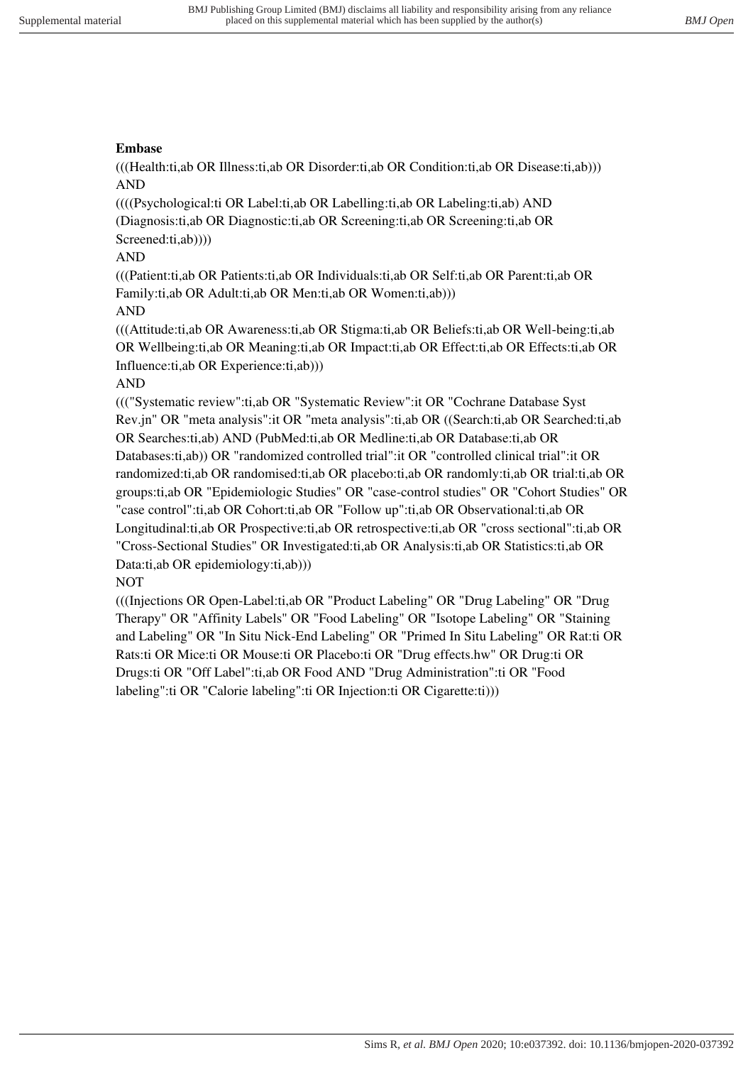**Embase**

(((Health:ti,ab OR Illness:ti,ab OR Disorder:ti,ab OR Condition:ti,ab OR Disease:ti,ab)))
AND
((((Psychological:ti OR Label:ti,ab OR Labelling:ti,ab OR Labeling:ti,ab) AND (Diagnosis:ti,ab OR Diagnostic:ti,ab OR Screening:ti,ab OR Screening:ti,ab OR Screened:ti,ab))))
AND
(((Patient:ti,ab OR Patients:ti,ab OR Individuals:ti,ab OR Self:ti,ab OR Parent:ti,ab OR Family:ti,ab OR Adult:ti,ab OR Men:ti,ab OR Women:ti,ab)))
AND
(((Attitude:ti,ab OR Awareness:ti,ab OR Stigma:ti,ab OR Beliefs:ti,ab OR Well-being:ti,ab OR Wellbeing:ti,ab OR Meaning:ti,ab OR Impact:ti,ab OR Effect:ti,ab OR Effects:ti,ab OR Influence:ti,ab OR Experience:ti,ab)))
AND
((("Systematic review":ti,ab OR "Systematic Review":it OR "Cochrane Database Syst Rev.jn" OR "meta analysis":it OR "meta analysis":ti,ab OR ((Search:ti,ab OR Searched:ti,ab OR Searches:ti,ab) AND (PubMed:ti,ab OR Medline:ti,ab OR Database:ti,ab OR Databases:ti,ab)) OR "randomized controlled trial":it OR "controlled clinical trial":it OR randomized:ti,ab OR randomised:ti,ab OR placebo:ti,ab OR randomly:ti,ab OR trial:ti,ab OR groups:ti,ab OR "Epidemiologic Studies" OR "case-control studies" OR "Cohort Studies" OR "case control":ti,ab OR Cohort:ti,ab OR "Follow up":ti,ab OR Observational:ti,ab OR Longitudinal:ti,ab OR Prospective:ti,ab OR retrospective:ti,ab OR "cross sectional":ti,ab OR "Cross-Sectional Studies" OR Investigated:ti,ab OR Analysis:ti,ab OR Statistics:ti,ab OR Data:ti,ab OR epidemiology:ti,ab)))
NOT
(((Injections OR Open-Label:ti,ab OR "Product Labeling" OR "Drug Labeling" OR "Drug Therapy" OR "Affinity Labels" OR "Food Labeling" OR "Isotope Labeling" OR "Staining and Labeling" OR "In Situ Nick-End Labeling" OR "Primed In Situ Labeling" OR Rat:ti OR Rats:ti OR Mice:ti OR Mouse:ti OR Placebo:ti OR "Drug effects.hw" OR Drug:ti OR Drugs:ti OR "Off Label":ti,ab OR Food AND "Drug Administration":ti OR "Food labeling":ti OR "Calorie labeling":ti OR Injection:ti OR Cigarette:ti)))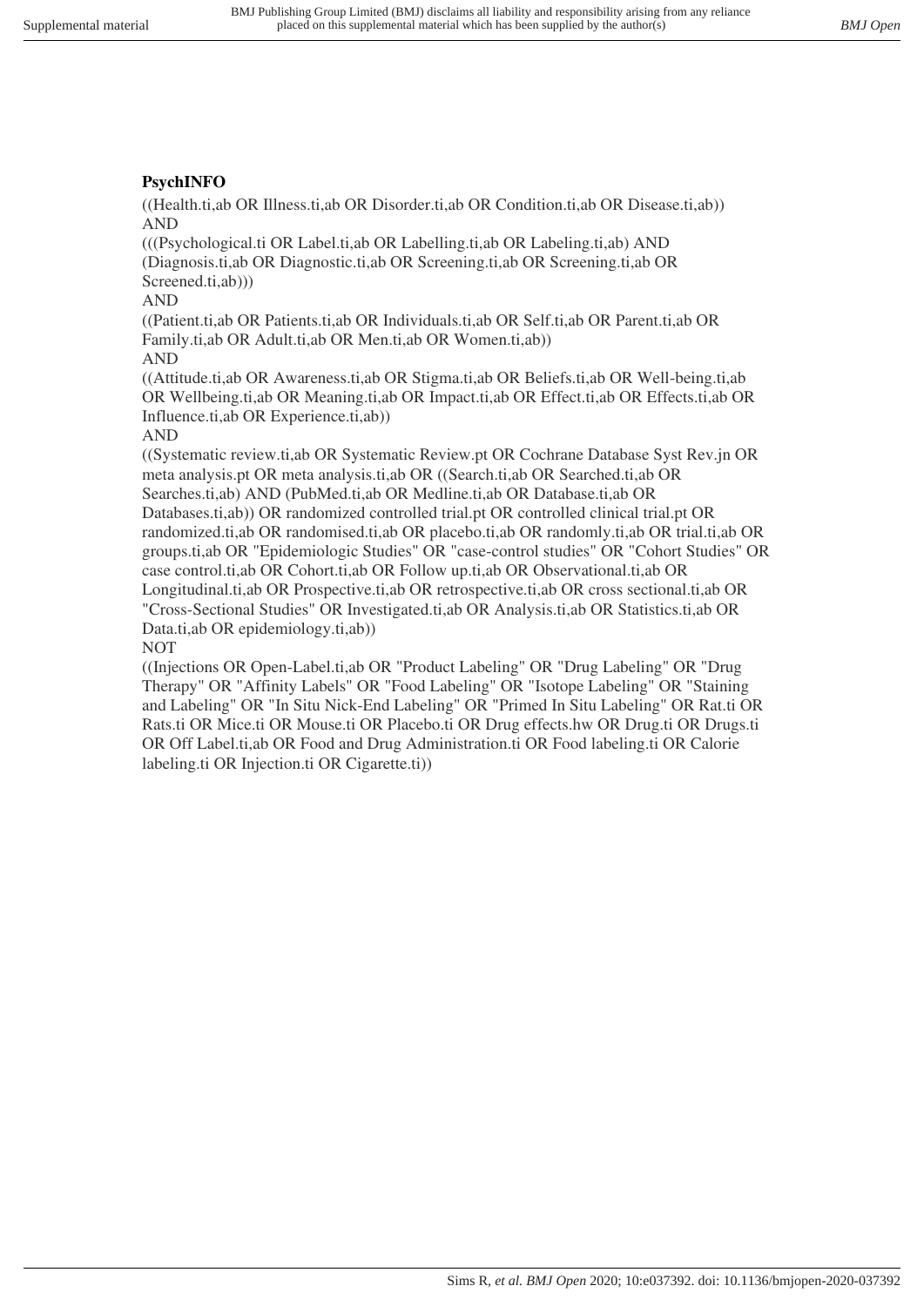**PsychINFO**

((Health.ti,ab OR Illness.ti,ab OR Disorder.ti,ab OR Condition.ti,ab OR Disease.ti,ab))
AND
(((Psychological.ti OR Label.ti,ab OR Labelling.ti,ab OR Labeling.ti,ab) AND (Diagnosis.ti,ab OR Diagnostic.ti,ab OR Screening.ti,ab OR Screening.ti,ab OR Screened.ti,ab)))
AND
((Patient.ti,ab OR Patients.ti,ab OR Individuals.ti,ab OR Self.ti,ab OR Parent.ti,ab OR Family.ti,ab OR Adult.ti,ab OR Men.ti,ab OR Women.ti,ab))
AND
((Attitude.ti,ab OR Awareness.ti,ab OR Stigma.ti,ab OR Beliefs.ti,ab OR Well-being.ti,ab OR Wellbeing.ti,ab OR Meaning.ti,ab OR Impact.ti,ab OR Effect.ti,ab OR Effects.ti,ab OR Influence.ti,ab OR Experience.ti,ab))
AND
((Systematic review.ti,ab OR Systematic Review.pt OR Cochrane Database Syst Rev.jn OR meta analysis.pt OR meta analysis.ti,ab OR ((Search.ti,ab OR Searched.ti,ab OR Searches.ti,ab) AND (PubMed.ti,ab OR Medline.ti,ab OR Database.ti,ab OR Databases.ti,ab)) OR randomized controlled trial.pt OR controlled clinical trial.pt OR randomized.ti,ab OR randomised.ti,ab OR placebo.ti,ab OR randomly.ti,ab OR trial.ti,ab OR groups.ti,ab OR "Epidemiologic Studies" OR "case-control studies" OR "Cohort Studies" OR case control.ti,ab OR Cohort.ti,ab OR Follow up.ti,ab OR Observational.ti,ab OR Longitudinal.ti,ab OR Prospective.ti,ab OR retrospective.ti,ab OR cross sectional.ti,ab OR "Cross-Sectional Studies" OR Investigated.ti,ab OR Analysis.ti,ab OR Statistics.ti,ab OR Data.ti,ab OR epidemiology.ti,ab))
NOT
((Injections OR Open-Label.ti,ab OR "Product Labeling" OR "Drug Labeling" OR "Drug Therapy" OR "Affinity Labels" OR "Food Labeling" OR "Isotope Labeling" OR "Staining and Labeling" OR "In Situ Nick-End Labeling" OR "Primed In Situ Labeling" OR Rat.ti OR Rats.ti OR Mice.ti OR Mouse.ti OR Placebo.ti OR Drug effects.hw OR Drug.ti OR Drugs.ti OR Off Label.ti,ab OR Food and Drug Administration.ti OR Food labeling.ti OR Calorie labeling.ti OR Injection.ti OR Cigarette.ti))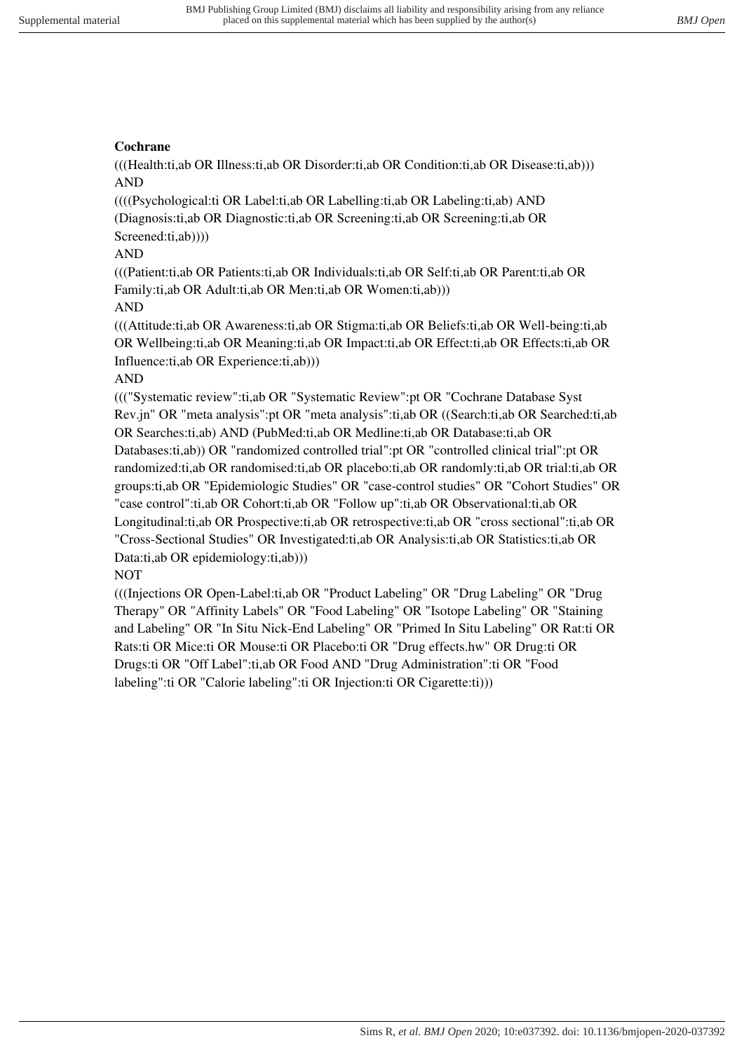**Cochrane**

(((Health:ti,ab OR Illness:ti,ab OR Disorder:ti,ab OR Condition:ti,ab OR Disease:ti,ab)))
AND
((((Psychological:ti OR Label:ti,ab OR Labelling:ti,ab OR Labeling:ti,ab) AND
(Diagnosis:ti,ab OR Diagnostic:ti,ab OR Screening:ti,ab OR Screening:ti,ab OR
Screened:ti,ab))))
AND
(((Patient:ti,ab OR Patients:ti,ab OR Individuals:ti,ab OR Self:ti,ab OR Parent:ti,ab OR
Family:ti,ab OR Adult:ti,ab OR Men:ti,ab OR Women:ti,ab)))
AND
(((Attitude:ti,ab OR Awareness:ti,ab OR Stigma:ti,ab OR Beliefs:ti,ab OR Well-being:ti,ab
OR Wellbeing:ti,ab OR Meaning:ti,ab OR Impact:ti,ab OR Effect:ti,ab OR Effects:ti,ab OR
Influence:ti,ab OR Experience:ti,ab)))
AND
((("Systematic review":ti,ab OR "Systematic Review":pt OR "Cochrane Database Syst
Rev.jn" OR "meta analysis":pt OR "meta analysis":ti,ab OR ((Search:ti,ab OR Searched:ti,ab
OR Searches:ti,ab) AND (PubMed:ti,ab OR Medline:ti,ab OR Database:ti,ab OR
Databases:ti,ab)) OR "randomized controlled trial":pt OR "controlled clinical trial":pt OR
randomized:ti,ab OR randomised:ti,ab OR placebo:ti,ab OR randomly:ti,ab OR trial:ti,ab OR
groups:ti,ab OR "Epidemiologic Studies" OR "case-control studies" OR "Cohort Studies" OR
"case control":ti,ab OR Cohort:ti,ab OR "Follow up":ti,ab OR Observational:ti,ab OR
Longitudinal:ti,ab OR Prospective:ti,ab OR retrospective:ti,ab OR "cross sectional":ti,ab OR
"Cross-Sectional Studies" OR Investigated:ti,ab OR Analysis:ti,ab OR Statistics:ti,ab OR
Data:ti,ab OR epidemiology:ti,ab)))
NOT
(((Injections OR Open-Label:ti,ab OR "Product Labeling" OR "Drug Labeling" OR "Drug
Therapy" OR "Affinity Labels" OR "Food Labeling" OR "Isotope Labeling" OR "Staining
and Labeling" OR "In Situ Nick-End Labeling" OR "Primed In Situ Labeling" OR Rat:ti OR
Rats:ti OR Mice:ti OR Mouse:ti OR Placebo:ti OR "Drug effects.hw" OR Drug:ti OR
Drugs:ti OR "Off Label":ti,ab OR Food AND "Drug Administration":ti OR "Food
labeling":ti OR "Calorie labeling":ti OR Injection:ti OR Cigarette:ti)))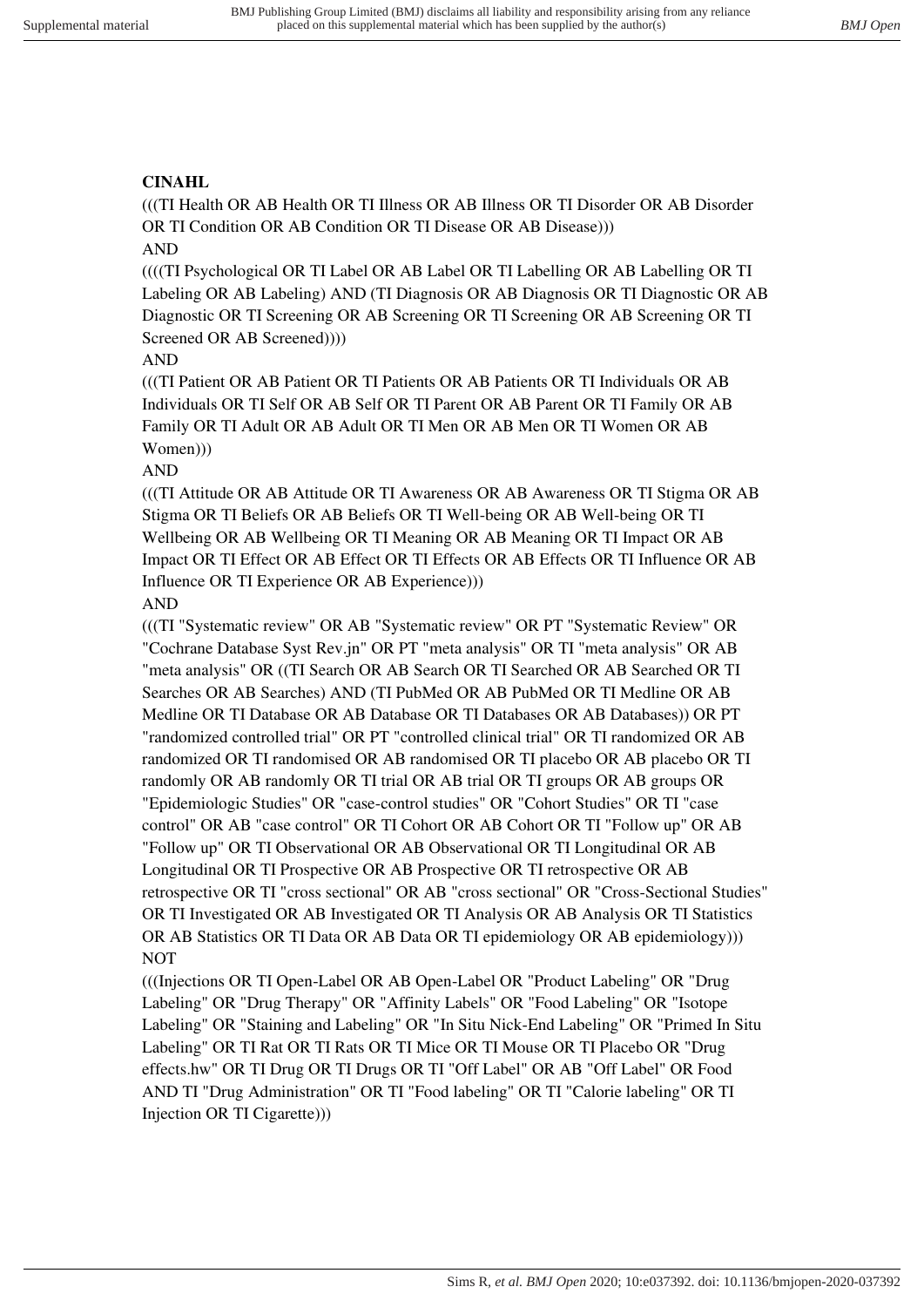**CINAHL**

(((TI Health OR AB Health OR TI Illness OR AB Illness OR TI Disorder OR AB Disorder OR TI Condition OR AB Condition OR TI Disease OR AB Disease)))

AND

((((TI Psychological OR TI Label OR AB Label OR TI Labelling OR AB Labelling OR TI Labeling OR AB Labeling) AND (TI Diagnosis OR AB Diagnosis OR TI Diagnostic OR AB Diagnostic OR TI Screening OR AB Screening OR TI Screening OR AB Screening OR TI Screened OR AB Screened))))

AND

(((TI Patient OR AB Patient OR TI Patients OR AB Patients OR TI Individuals OR AB Individuals OR TI Self OR AB Self OR TI Parent OR AB Parent OR TI Family OR AB Family OR TI Adult OR AB Adult OR TI Men OR AB Men OR TI Women OR AB Women)))

AND

(((TI Attitude OR AB Attitude OR TI Awareness OR AB Awareness OR TI Stigma OR AB Stigma OR TI Beliefs OR AB Beliefs OR TI Well-being OR AB Well-being OR TI Wellbeing OR AB Wellbeing OR TI Meaning OR AB Meaning OR TI Impact OR AB Impact OR TI Effect OR AB Effect OR TI Effects OR AB Effects OR TI Influence OR AB Influence OR TI Experience OR AB Experience)))

AND

(((TI "Systematic review" OR AB "Systematic review" OR PT "Systematic Review" OR "Cochrane Database Syst Rev.jn" OR PT "meta analysis" OR TI "meta analysis" OR AB "meta analysis" OR ((TI Search OR AB Search OR TI Searched OR AB Searched OR TI Searches OR AB Searches) AND (TI PubMed OR AB PubMed OR TI Medline OR AB Medline OR TI Database OR AB Database OR TI Databases OR AB Databases)) OR PT "randomized controlled trial" OR PT "controlled clinical trial" OR TI randomized OR AB randomized OR TI randomised OR AB randomised OR TI placebo OR AB placebo OR TI randomly OR AB randomly OR TI trial OR AB trial OR TI groups OR AB groups OR "Epidemiologic Studies" OR "case-control studies" OR "Cohort Studies" OR TI "case control" OR AB "case control" OR TI Cohort OR AB Cohort OR TI "Follow up" OR AB "Follow up" OR TI Observational OR AB Observational OR TI Longitudinal OR AB Longitudinal OR TI Prospective OR AB Prospective OR TI retrospective OR AB retrospective OR TI "cross sectional" OR AB "cross sectional" OR "Cross-Sectional Studies" OR TI Investigated OR AB Investigated OR TI Analysis OR AB Analysis OR TI Statistics OR AB Statistics OR TI Data OR AB Data OR TI epidemiology OR AB epidemiology)))

NOT

(((Injections OR TI Open-Label OR AB Open-Label OR "Product Labeling" OR "Drug Labeling" OR "Drug Therapy" OR "Affinity Labels" OR "Food Labeling" OR "Isotope Labeling" OR "Staining and Labeling" OR "In Situ Nick-End Labeling" OR "Primed In Situ Labeling" OR TI Rat OR TI Rats OR TI Mice OR TI Mouse OR TI Placebo OR "Drug effects.hw" OR TI Drug OR TI Drugs OR TI "Off Label" OR AB "Off Label" OR Food AND TI "Drug Administration" OR TI "Food labeling" OR TI "Calorie labeling" OR TI Injection OR TI Cigarette)))